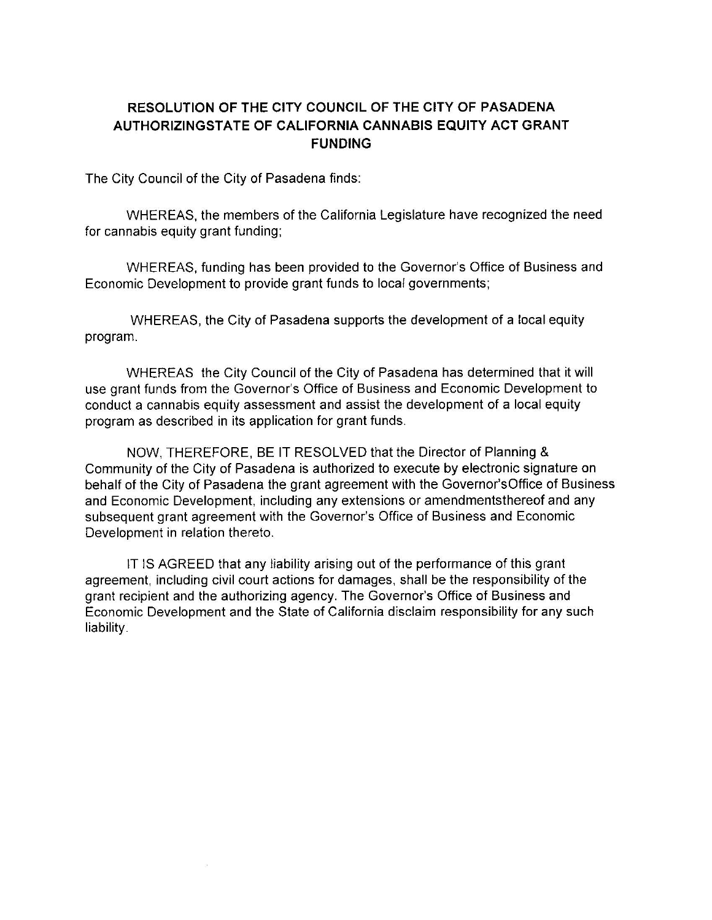# RESOLUTION OF THE CITY COUNCIL OF THE CITY OF PASADENA AUTHORIZINGSTATE OF CALIFORNIA CANNABIS EQUITY ACT GRANT FUNDING

The City Council of the City of Pasadena finds:

WHEREAS, the members of the California Legislature have recognized the need for cannabis equity grant funding;

WHEREAS, funding has been provided to the Governor's Office of Business and Economic Development to provide grant funds to local governments;

WHEREAS, the City of Pasadena supports the development of a local equity program.

WHEREAS the City Council of the City of Pasadena has determined that it will use grant funds from the Governor's Office of Business and Economic Development to conduct a cannabis equity assessment and assist the development of a local equity program as described in its application for grant funds.

NOW, THEREFORE, BE IT RESOLVED that the Director of Planning & Community of the City of Pasadena is authorized to execute by electronic signature on behalf of the City of Pasadena the grant agreement with the Governor'sOffice of Business and Economic Development, including any extensions or amendmentsthereof and any subsequent grant agreement with the Governor's Office of Business and Economic Development in relation thereto.

IT IS AGREED that any liability arising out of the performance of this grant agreement, including civil court actions for damages, shall be the responsibility of the grant recipient and the authorizing agency. The Governor's Office of Business and Economic Development and the State of California disclaim responsibility for any such liability.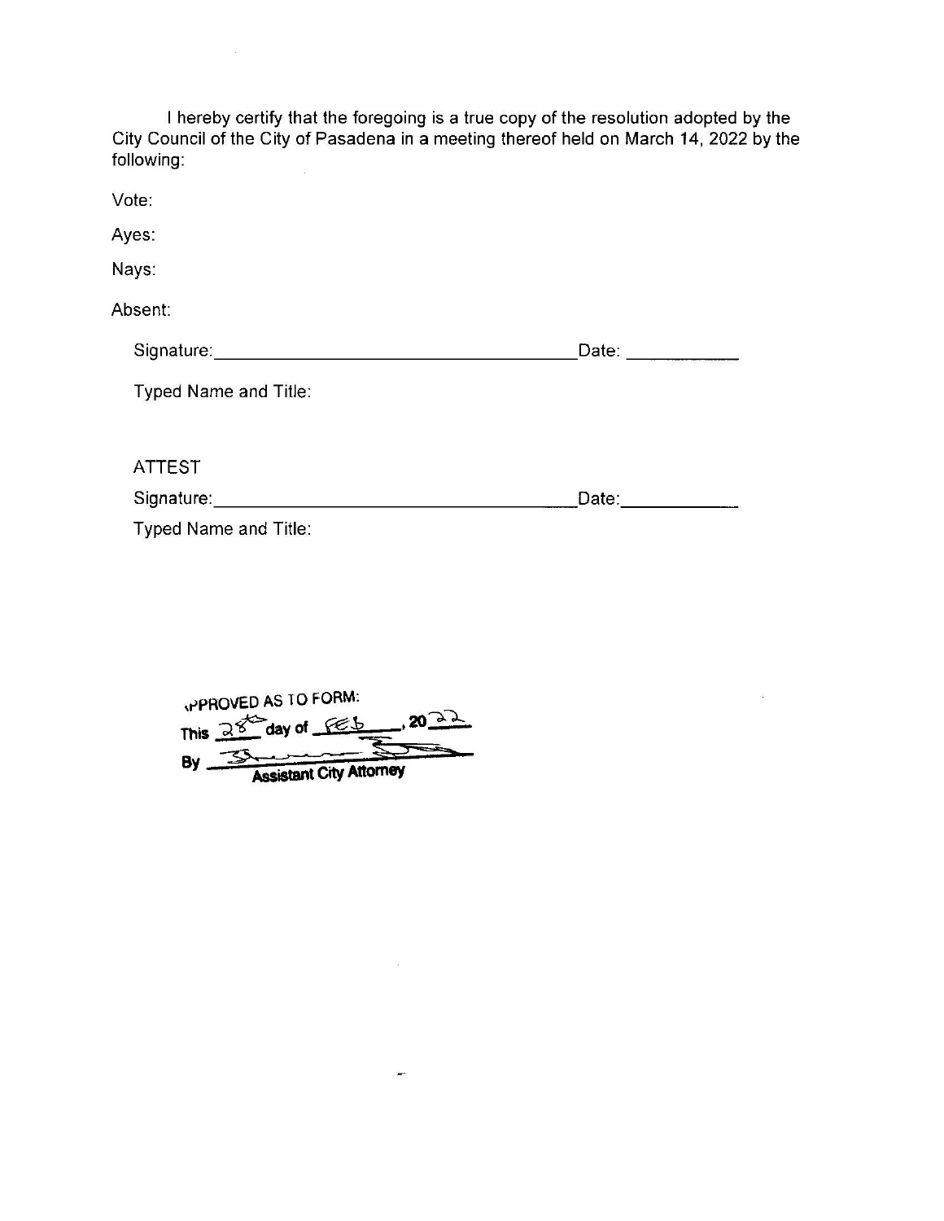I hereby certify that the foregoing is a true copy of the resolution adopted by the City Council of the City of Pasadena in a meeting thereof held on March 14, 2022 by the following:

Vote:

Ayes:

Nays:

Absent:

Signature:_______________________________ Date: __________

Typed Name and Title:

ATTEST

Signature:_______________________________ Date:__________

Typed Name and Title:

APPROVED AS TO FORM:
This 28th day of FEB, 2022
By _______________
Assistant City Attorney